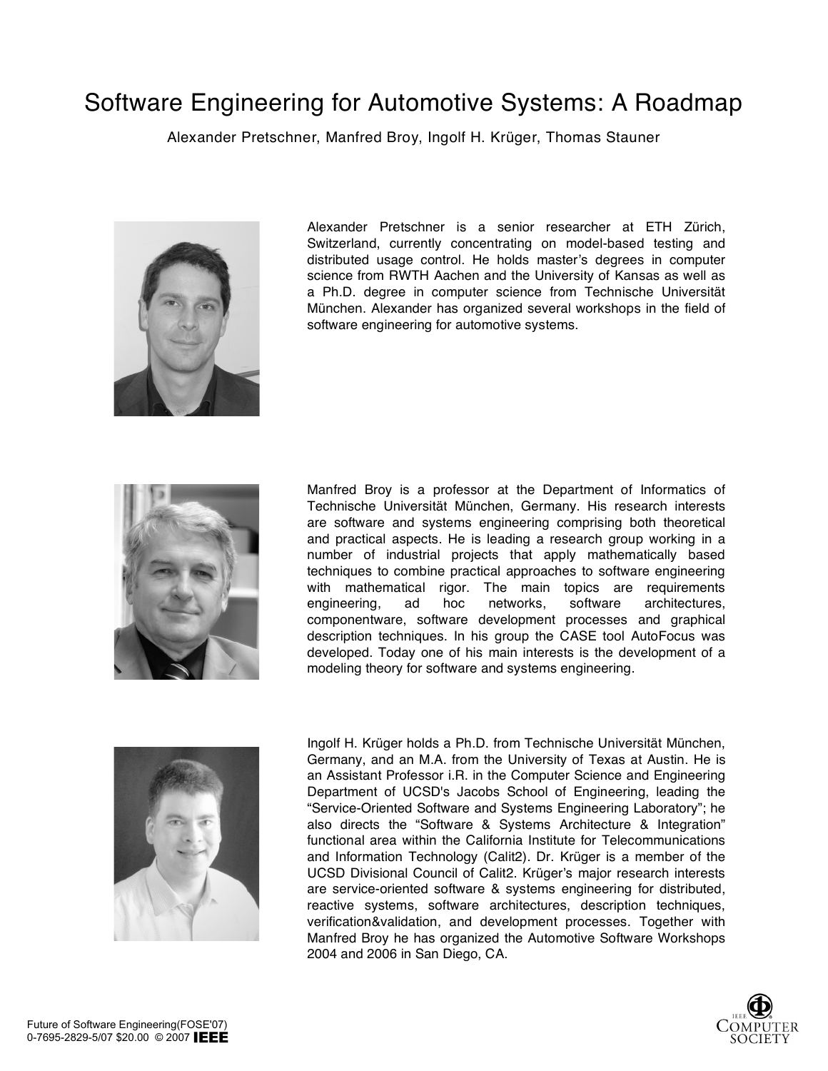# Software Engineering for Automotive Systems: A Roadmap

Alexander Pretschner, Manfred Broy, Ingolf H. Krüger, Thomas Stauner

Alexander Pretschner is a senior researcher at ETH Zürich, Switzerland, currently concentrating on model-based testing and distributed usage control. He holds master's degrees in computer science from RWTH Aachen and the University of Kansas as well as a Ph.D. degree in computer science from Technische Universität München. Alexander has organized several workshops in the field of software engineering for automotive systems.

Manfred Broy is a professor at the Department of Informatics of Technische Universität München, Germany. His research interests are software and systems engineering comprising both theoretical and practical aspects. He is leading a research group working in a number of industrial projects that apply mathematically based techniques to combine practical approaches to software engineering with mathematical rigor. The main topics are requirements engineering, ad hoc networks, software architectures, componentware, software development processes and graphical description techniques. In his group the CASE tool AutoFocus was developed. Today one of his main interests is the development of a modeling theory for software and systems engineering.

Ingolf H. Krüger holds a Ph.D. from Technische Universität München, Germany, and an M.A. from the University of Texas at Austin. He is an Assistant Professor i.R. in the Computer Science and Engineering Department of UCSD's Jacobs School of Engineering, leading the "Service-Oriented Software and Systems Engineering Laboratory"; he also directs the "Software & Systems Architecture & Integration" functional area within the California Institute for Telecommunications and Information Technology (Calit2). Dr. Krüger is a member of the UCSD Divisional Council of Calit2. Krüger's major research interests are service-oriented software & systems engineering for distributed, reactive systems, software architectures, description techniques, verification&validation, and development processes. Together with Manfred Broy he has organized the Automotive Software Workshops 2004 and 2006 in San Diego, CA.

Future of Software Engineering(FOSE'07)
0-7695-2829-5/07 $20.00 © 2007 IEEE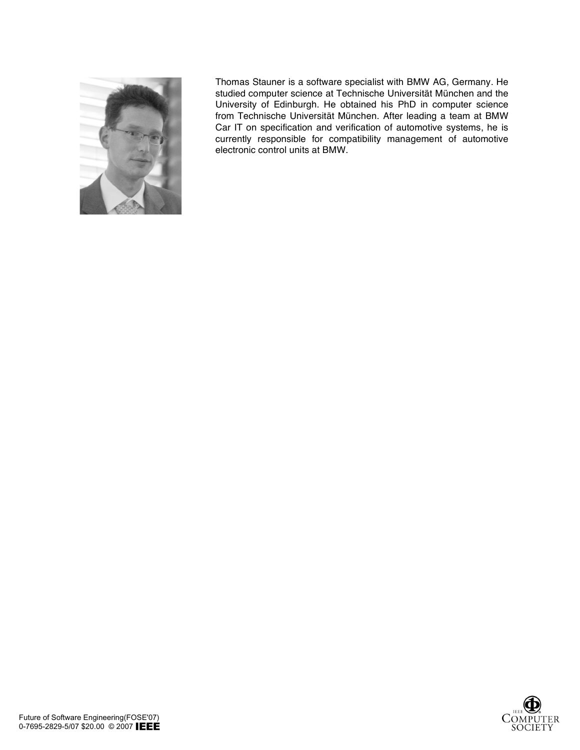Thomas Stauner is a software specialist with BMW AG, Germany. He studied computer science at Technische Universität München and the University of Edinburgh. He obtained his PhD in computer science from Technische Universität München. After leading a team at BMW Car IT on specification and verification of automotive systems, he is currently responsible for compatibility management of automotive electronic control units at BMW.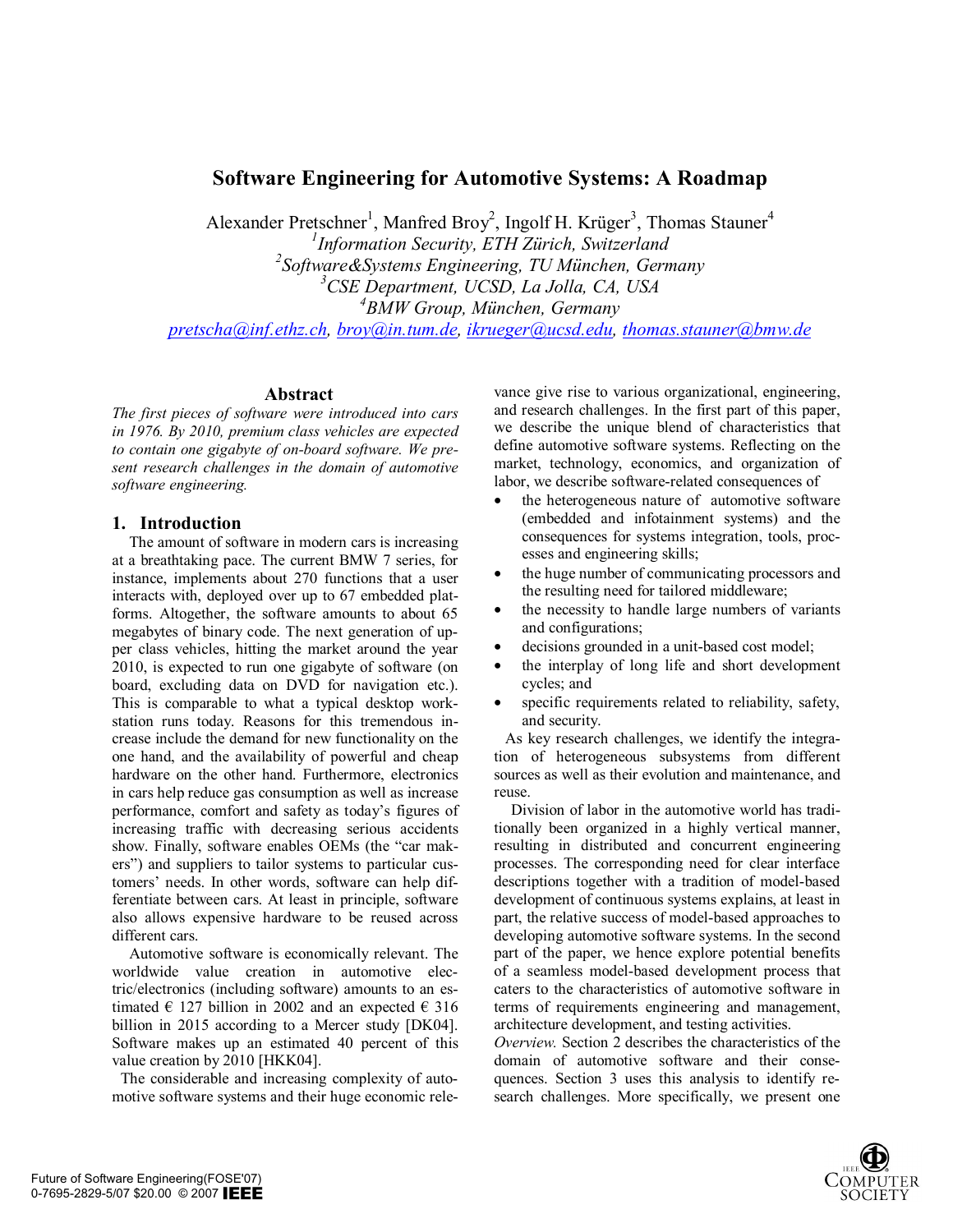# Software Engineering for Automotive Systems: A Roadmap

Alexander Pretschner[1], Manfred Broy[2], Ingolf H. Krüger[3], Thomas Stauner[4]

[1]*Information Security, ETH Zürich, Switzerland*
[2]*Software&Systems Engineering, TU München, Germany*
[3]*CSE Department, UCSD, La Jolla, CA, USA*
[4]*BMW Group, München, Germany*

pretscha@inf.ethz.ch, broy@in.tum.de, ikrueger@ucsd.edu, thomas.stauner@bmw.de

## Abstract

*The first pieces of software were introduced into cars in 1976. By 2010, premium class vehicles are expected to contain one gigabyte of on-board software. We present research challenges in the domain of automotive software engineering.*

## 1. Introduction

The amount of software in modern cars is increasing at a breathtaking pace. The current BMW 7 series, for instance, implements about 270 functions that a user interacts with, deployed over up to 67 embedded platforms. Altogether, the software amounts to about 65 megabytes of binary code. The next generation of upper class vehicles, hitting the market around the year 2010, is expected to run one gigabyte of software (on board, excluding data on DVD for navigation etc.). This is comparable to what a typical desktop workstation runs today. Reasons for this tremendous increase include the demand for new functionality on the one hand, and the availability of powerful and cheap hardware on the other hand. Furthermore, electronics in cars help reduce gas consumption as well as increase performance, comfort and safety as today's figures of increasing traffic with decreasing serious accidents show. Finally, software enables OEMs (the "car makers") and suppliers to tailor systems to particular customers' needs. In other words, software can help differentiate between cars. At least in principle, software also allows expensive hardware to be reused across different cars.

Automotive software is economically relevant. The worldwide value creation in automotive electric/electronics (including software) amounts to an estimated € 127 billion in 2002 and an expected € 316 billion in 2015 according to a Mercer study [DK04]. Software makes up an estimated 40 percent of this value creation by 2010 [HKK04].

The considerable and increasing complexity of automotive software systems and their huge economic relevance give rise to various organizational, engineering, and research challenges. In the first part of this paper, we describe the unique blend of characteristics that define automotive software systems. Reflecting on the market, technology, economics, and organization of labor, we describe software-related consequences of

- the heterogeneous nature of automotive software (embedded and infotainment systems) and the consequences for systems integration, tools, processes and engineering skills;
- the huge number of communicating processors and the resulting need for tailored middleware;
- the necessity to handle large numbers of variants and configurations;
- decisions grounded in a unit-based cost model;
- the interplay of long life and short development cycles; and
- specific requirements related to reliability, safety, and security.

As key research challenges, we identify the integration of heterogeneous subsystems from different sources as well as their evolution and maintenance, and reuse.

Division of labor in the automotive world has traditionally been organized in a highly vertical manner, resulting in distributed and concurrent engineering processes. The corresponding need for clear interface descriptions together with a tradition of model-based development of continuous systems explains, at least in part, the relative success of model-based approaches to developing automotive software systems. In the second part of the paper, we hence explore potential benefits of a seamless model-based development process that caters to the characteristics of automotive software in terms of requirements engineering and management, architecture development, and testing activities.

*Overview.* Section 2 describes the characteristics of the domain of automotive software and their consequences. Section 3 uses this analysis to identify research challenges. More specifically, we present one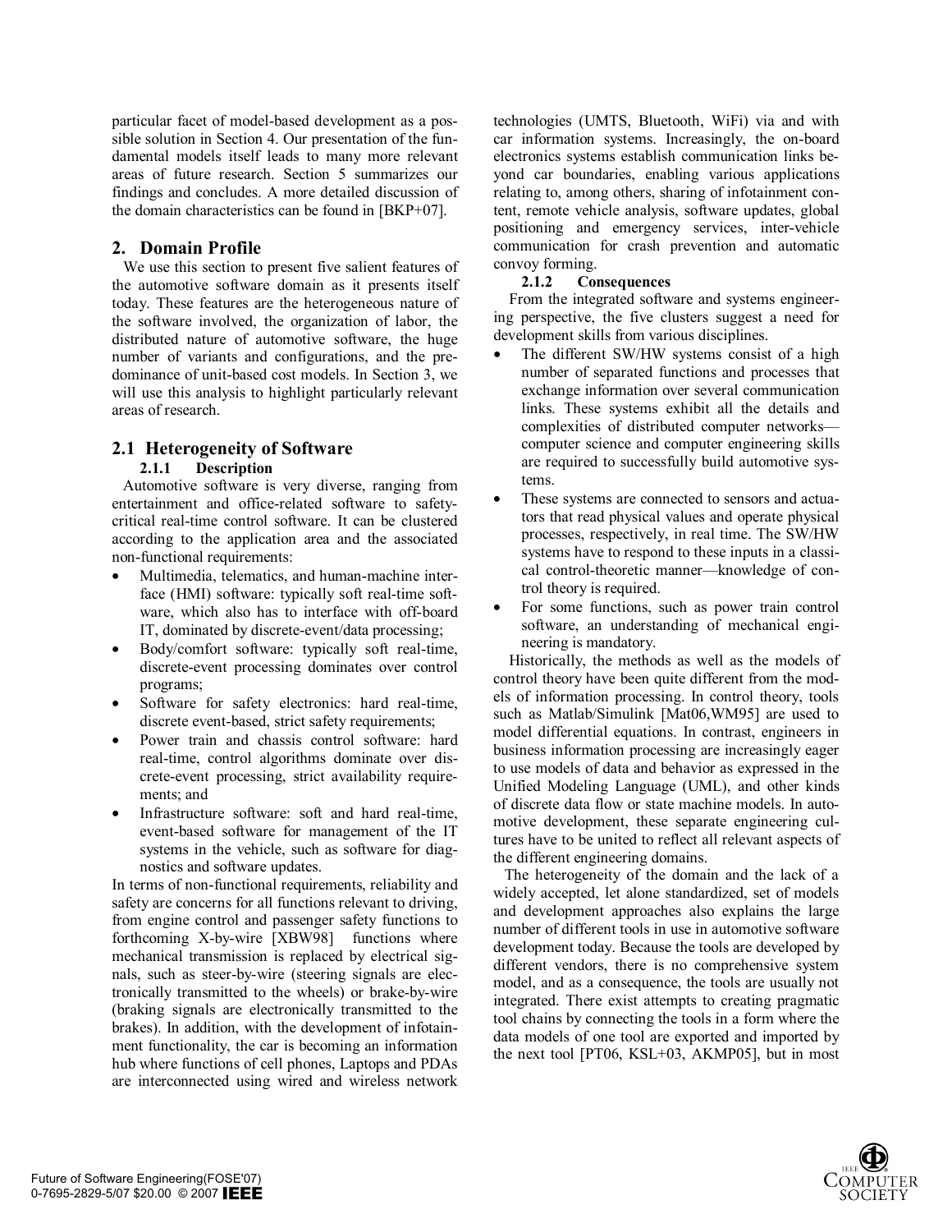particular facet of model-based development as a possible solution in Section 4. Our presentation of the fundamental models itself leads to many more relevant areas of future research. Section 5 summarizes our findings and concludes. A more detailed discussion of the domain characteristics can be found in [BKP+07].

## 2. Domain Profile

We use this section to present five salient features of the automotive software domain as it presents itself today. These features are the heterogeneous nature of the software involved, the organization of labor, the distributed nature of automotive software, the huge number of variants and configurations, and the predominance of unit-based cost models. In Section 3, we will use this analysis to highlight particularly relevant areas of research.

### 2.1 Heterogeneity of Software

#### 2.1.1 Description

Automotive software is very diverse, ranging from entertainment and office-related software to safety-critical real-time control software. It can be clustered according to the application area and the associated non-functional requirements:

- Multimedia, telematics, and human-machine interface (HMI) software: typically soft real-time software, which also has to interface with off-board IT, dominated by discrete-event/data processing;
- Body/comfort software: typically soft real-time, discrete-event processing dominates over control programs;
- Software for safety electronics: hard real-time, discrete event-based, strict safety requirements;
- Power train and chassis control software: hard real-time, control algorithms dominate over discrete-event processing, strict availability requirements; and
- Infrastructure software: soft and hard real-time, event-based software for management of the IT systems in the vehicle, such as software for diagnostics and software updates.

In terms of non-functional requirements, reliability and safety are concerns for all functions relevant to driving, from engine control and passenger safety functions to forthcoming X-by-wire [XBW98] functions where mechanical transmission is replaced by electrical signals, such as steer-by-wire (steering signals are electronically transmitted to the wheels) or brake-by-wire (braking signals are electronically transmitted to the brakes). In addition, with the development of infotainment functionality, the car is becoming an information hub where functions of cell phones, Laptops and PDAs are interconnected using wired and wireless network technologies (UMTS, Bluetooth, WiFi) via and with car information systems. Increasingly, the on-board electronics systems establish communication links beyond car boundaries, enabling various applications relating to, among others, sharing of infotainment content, remote vehicle analysis, software updates, global positioning and emergency services, inter-vehicle communication for crash prevention and automatic convoy forming.

#### 2.1.2 Consequences

From the integrated software and systems engineering perspective, the five clusters suggest a need for development skills from various disciplines.

- The different SW/HW systems consist of a high number of separated functions and processes that exchange information over several communication links. These systems exhibit all the details and complexities of distributed computer networks—computer science and computer engineering skills are required to successfully build automotive systems.
- These systems are connected to sensors and actuators that read physical values and operate physical processes, respectively, in real time. The SW/HW systems have to respond to these inputs in a classical control-theoretic manner—knowledge of control theory is required.
- For some functions, such as power train control software, an understanding of mechanical engineering is mandatory.

Historically, the methods as well as the models of control theory have been quite different from the models of information processing. In control theory, tools such as Matlab/Simulink [Mat06,WM95] are used to model differential equations. In contrast, engineers in business information processing are increasingly eager to use models of data and behavior as expressed in the Unified Modeling Language (UML), and other kinds of discrete data flow or state machine models. In automotive development, these separate engineering cultures have to be united to reflect all relevant aspects of the different engineering domains.

The heterogeneity of the domain and the lack of a widely accepted, let alone standardized, set of models and development approaches also explains the large number of different tools in use in automotive software development today. Because the tools are developed by different vendors, there is no comprehensive system model, and as a consequence, the tools are usually not integrated. There exist attempts to creating pragmatic tool chains by connecting the tools in a form where the data models of one tool are exported and imported by the next tool [PT06, KSL+03, AKMP05], but in most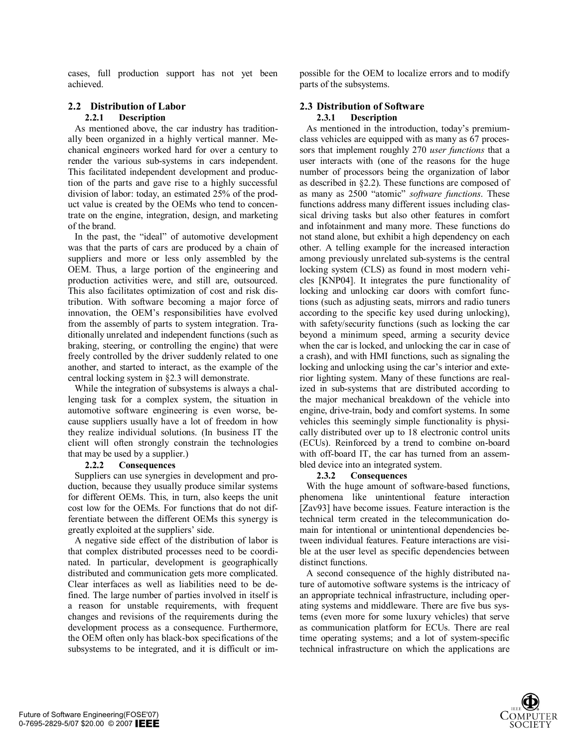cases, full production support has not yet been achieved.

## 2.2 Distribution of Labor

### 2.2.1 Description

As mentioned above, the car industry has traditionally been organized in a highly vertical manner. Mechanical engineers worked hard for over a century to render the various sub-systems in cars independent. This facilitated independent development and production of the parts and gave rise to a highly successful division of labor: today, an estimated 25% of the product value is created by the OEMs who tend to concentrate on the engine, integration, design, and marketing of the brand.

In the past, the "ideal" of automotive development was that the parts of cars are produced by a chain of suppliers and more or less only assembled by the OEM. Thus, a large portion of the engineering and production activities were, and still are, outsourced. This also facilitates optimization of cost and risk distribution. With software becoming a major force of innovation, the OEM's responsibilities have evolved from the assembly of parts to system integration. Traditionally unrelated and independent functions (such as braking, steering, or controlling the engine) that were freely controlled by the driver suddenly related to one another, and started to interact, as the example of the central locking system in §2.3 will demonstrate.

While the integration of subsystems is always a challenging task for a complex system, the situation in automotive software engineering is even worse, because suppliers usually have a lot of freedom in how they realize individual solutions. (In business IT the client will often strongly constrain the technologies that may be used by a supplier.)

### 2.2.2 Consequences

Suppliers can use synergies in development and production, because they usually produce similar systems for different OEMs. This, in turn, also keeps the unit cost low for the OEMs. For functions that do not differentiate between the different OEMs this synergy is greatly exploited at the suppliers' side.

A negative side effect of the distribution of labor is that complex distributed processes need to be coordinated. In particular, development is geographically distributed and communication gets more complicated. Clear interfaces as well as liabilities need to be defined. The large number of parties involved in itself is a reason for unstable requirements, with frequent changes and revisions of the requirements during the development process as a consequence. Furthermore, the OEM often only has black-box specifications of the subsystems to be integrated, and it is difficult or impossible for the OEM to localize errors and to modify parts of the subsystems.

## 2.3 Distribution of Software

### 2.3.1 Description

As mentioned in the introduction, today's premium-class vehicles are equipped with as many as 67 processors that implement roughly 270 *user functions* that a user interacts with (one of the reasons for the huge number of processors being the organization of labor as described in §2.2). These functions are composed of as many as 2500 "atomic" *software functions*. These functions address many different issues including classical driving tasks but also other features in comfort and infotainment and many more. These functions do not stand alone, but exhibit a high dependency on each other. A telling example for the increased interaction among previously unrelated sub-systems is the central locking system (CLS) as found in most modern vehicles [KNP04]. It integrates the pure functionality of locking and unlocking car doors with comfort functions (such as adjusting seats, mirrors and radio tuners according to the specific key used during unlocking), with safety/security functions (such as locking the car beyond a minimum speed, arming a security device when the car is locked, and unlocking the car in case of a crash), and with HMI functions, such as signaling the locking and unlocking using the car's interior and exterior lighting system. Many of these functions are realized in sub-systems that are distributed according to the major mechanical breakdown of the vehicle into engine, drive-train, body and comfort systems. In some vehicles this seemingly simple functionality is physically distributed over up to 18 electronic control units (ECUs). Reinforced by a trend to combine on-board with off-board IT, the car has turned from an assembled device into an integrated system.

### 2.3.2 Consequences

With the huge amount of software-based functions, phenomena like unintentional feature interaction [Zav93] have become issues. Feature interaction is the technical term created in the telecommunication domain for intentional or unintentional dependencies between individual features. Feature interactions are visible at the user level as specific dependencies between distinct functions.

A second consequence of the highly distributed nature of automotive software systems is the intricacy of an appropriate technical infrastructure, including operating systems and middleware. There are five bus systems (even more for some luxury vehicles) that serve as communication platform for ECUs. There are real time operating systems; and a lot of system-specific technical infrastructure on which the applications are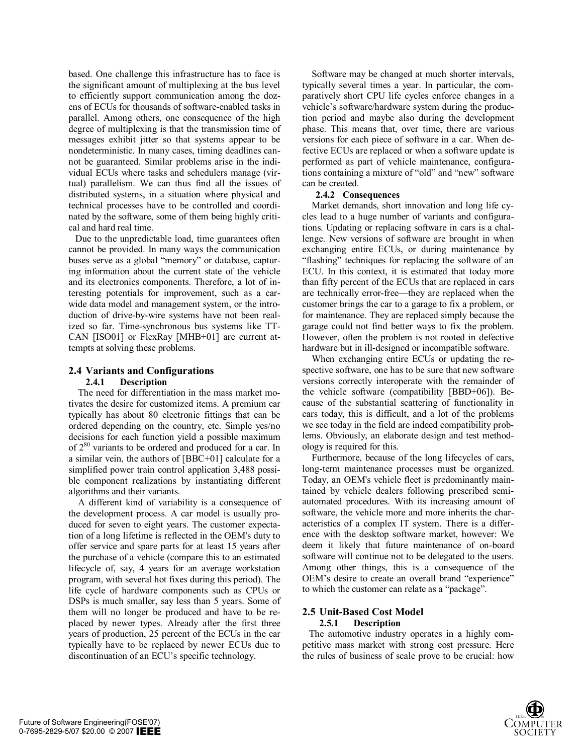based. One challenge this infrastructure has to face is the significant amount of multiplexing at the bus level to efficiently support communication among the dozens of ECUs for thousands of software-enabled tasks in parallel. Among others, one consequence of the high degree of multiplexing is that the transmission time of messages exhibit jitter so that systems appear to be nondeterministic. In many cases, timing deadlines cannot be guaranteed. Similar problems arise in the individual ECUs where tasks and schedulers manage (virtual) parallelism. We can thus find all the issues of distributed systems, in a situation where physical and technical processes have to be controlled and coordinated by the software, some of them being highly critical and hard real time.

Due to the unpredictable load, time guarantees often cannot be provided. In many ways the communication buses serve as a global "memory" or database, capturing information about the current state of the vehicle and its electronics components. Therefore, a lot of interesting potentials for improvement, such as a car-wide data model and management system, or the introduction of drive-by-wire systems have not been realized so far. Time-synchronous bus systems like TT-CAN [ISO01] or FlexRay [MHB+01] are current attempts at solving these problems.

## 2.4 Variants and Configurations

### 2.4.1 Description

The need for differentiation in the mass market motivates the desire for customized items. A premium car typically has about 80 electronic fittings that can be ordered depending on the country, etc. Simple yes/no decisions for each function yield a possible maximum of $2^{80}$ variants to be ordered and produced for a car. In a similar vein, the authors of [BBC+01] calculate for a simplified power train control application 3,488 possible component realizations by instantiating different algorithms and their variants.

A different kind of variability is a consequence of the development process. A car model is usually produced for seven to eight years. The customer expectation of a long lifetime is reflected in the OEM's duty to offer service and spare parts for at least 15 years after the purchase of a vehicle (compare this to an estimated lifecycle of, say, 4 years for an average workstation program, with several hot fixes during this period). The life cycle of hardware components such as CPUs or DSPs is much smaller, say less than 5 years. Some of them will no longer be produced and have to be replaced by newer types. Already after the first three years of production, 25 percent of the ECUs in the car typically have to be replaced by newer ECUs due to discontinuation of an ECU's specific technology.

Software may be changed at much shorter intervals, typically several times a year. In particular, the comparatively short CPU life cycles enforce changes in a vehicle's software/hardware system during the production period and maybe also during the development phase. This means that, over time, there are various versions for each piece of software in a car. When defective ECUs are replaced or when a software update is performed as part of vehicle maintenance, configurations containing a mixture of "old" and "new" software can be created.

### 2.4.2 Consequences

Market demands, short innovation and long life cycles lead to a huge number of variants and configurations. Updating or replacing software in cars is a challenge. New versions of software are brought in when exchanging entire ECUs, or during maintenance by "flashing" techniques for replacing the software of an ECU. In this context, it is estimated that today more than fifty percent of the ECUs that are replaced in cars are technically error-free—they are replaced when the customer brings the car to a garage to fix a problem, or for maintenance. They are replaced simply because the garage could not find better ways to fix the problem. However, often the problem is not rooted in defective hardware but in ill-designed or incompatible software.

When exchanging entire ECUs or updating the respective software, one has to be sure that new software versions correctly interoperate with the remainder of the vehicle software (compatibility [BBD+06]). Because of the substantial scattering of functionality in cars today, this is difficult, and a lot of the problems we see today in the field are indeed compatibility problems. Obviously, an elaborate design and test methodology is required for this.

Furthermore, because of the long lifecycles of cars, long-term maintenance processes must be organized. Today, an OEM's vehicle fleet is predominantly maintained by vehicle dealers following prescribed semi-automated procedures. With its increasing amount of software, the vehicle more and more inherits the characteristics of a complex IT system. There is a difference with the desktop software market, however: We deem it likely that future maintenance of on-board software will continue not to be delegated to the users. Among other things, this is a consequence of the OEM's desire to create an overall brand "experience" to which the customer can relate as a "package".

## 2.5 Unit-Based Cost Model

### 2.5.1 Description

The automotive industry operates in a highly competitive mass market with strong cost pressure. Here the rules of business of scale prove to be crucial: how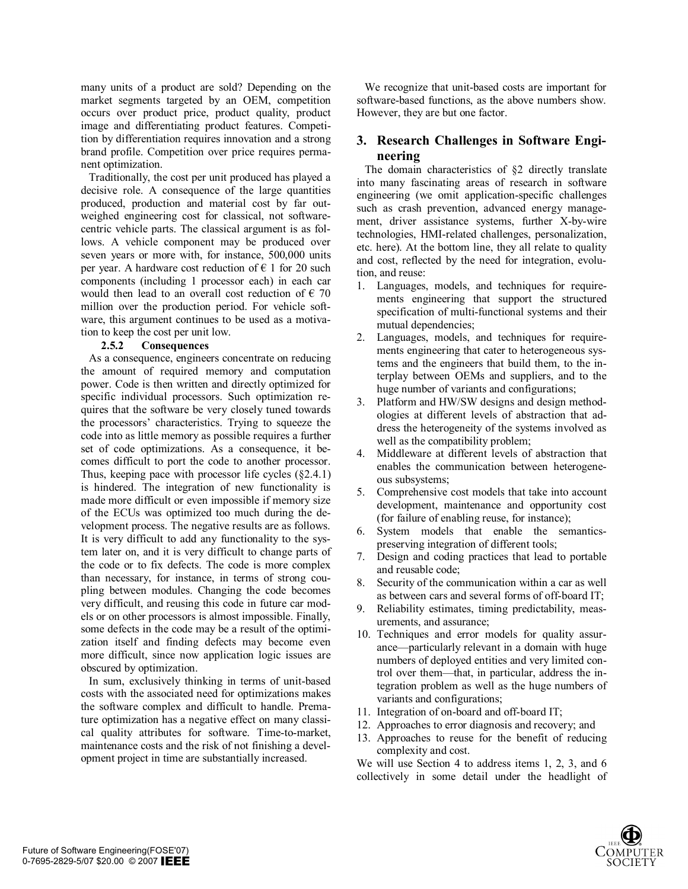many units of a product are sold? Depending on the market segments targeted by an OEM, competition occurs over product price, product quality, product image and differentiating product features. Competition by differentiation requires innovation and a strong brand profile. Competition over price requires permanent optimization.

Traditionally, the cost per unit produced has played a decisive role. A consequence of the large quantities produced, production and material cost by far outweighed engineering cost for classical, not software-centric vehicle parts. The classical argument is as follows. A vehicle component may be produced over seven years or more with, for instance, 500,000 units per year. A hardware cost reduction of € 1 for 20 such components (including 1 processor each) in each car would then lead to an overall cost reduction of € 70 million over the production period. For vehicle software, this argument continues to be used as a motivation to keep the cost per unit low.

#### 2.5.2 Consequences

As a consequence, engineers concentrate on reducing the amount of required memory and computation power. Code is then written and directly optimized for specific individual processors. Such optimization requires that the software be very closely tuned towards the processors' characteristics. Trying to squeeze the code into as little memory as possible requires a further set of code optimizations. As a consequence, it becomes difficult to port the code to another processor. Thus, keeping pace with processor life cycles (§2.4.1) is hindered. The integration of new functionality is made more difficult or even impossible if memory size of the ECUs was optimized too much during the development process. The negative results are as follows. It is very difficult to add any functionality to the system later on, and it is very difficult to change parts of the code or to fix defects. The code is more complex than necessary, for instance, in terms of strong coupling between modules. Changing the code becomes very difficult, and reusing this code in future car models or on other processors is almost impossible. Finally, some defects in the code may be a result of the optimization itself and finding defects may become even more difficult, since now application logic issues are obscured by optimization.

In sum, exclusively thinking in terms of unit-based costs with the associated need for optimizations makes the software complex and difficult to handle. Premature optimization has a negative effect on many classical quality attributes for software. Time-to-market, maintenance costs and the risk of not finishing a development project in time are substantially increased.

We recognize that unit-based costs are important for software-based functions, as the above numbers show. However, they are but one factor.

## 3. Research Challenges in Software Engineering

The domain characteristics of §2 directly translate into many fascinating areas of research in software engineering (we omit application-specific challenges such as crash prevention, advanced energy management, driver assistance systems, further X-by-wire technologies, HMI-related challenges, personalization, etc. here). At the bottom line, they all relate to quality and cost, reflected by the need for integration, evolution, and reuse:

1. Languages, models, and techniques for requirements engineering that support the structured specification of multi-functional systems and their mutual dependencies;
2. Languages, models, and techniques for requirements engineering that cater to heterogeneous systems and the engineers that build them, to the interplay between OEMs and suppliers, and to the huge number of variants and configurations;
3. Platform and HW/SW designs and design methodologies at different levels of abstraction that address the heterogeneity of the systems involved as well as the compatibility problem;
4. Middleware at different levels of abstraction that enables the communication between heterogeneous subsystems;
5. Comprehensive cost models that take into account development, maintenance and opportunity cost (for failure of enabling reuse, for instance);
6. System models that enable the semantics-preserving integration of different tools;
7. Design and coding practices that lead to portable and reusable code;
8. Security of the communication within a car as well as between cars and several forms of off-board IT;
9. Reliability estimates, timing predictability, measurements, and assurance;
10. Techniques and error models for quality assurance—particularly relevant in a domain with huge numbers of deployed entities and very limited control over them—that, in particular, address the integration problem as well as the huge numbers of variants and configurations;
11. Integration of on-board and off-board IT;
12. Approaches to error diagnosis and recovery; and
13. Approaches to reuse for the benefit of reducing complexity and cost.

We will use Section 4 to address items 1, 2, 3, and 6 collectively in some detail under the headlight of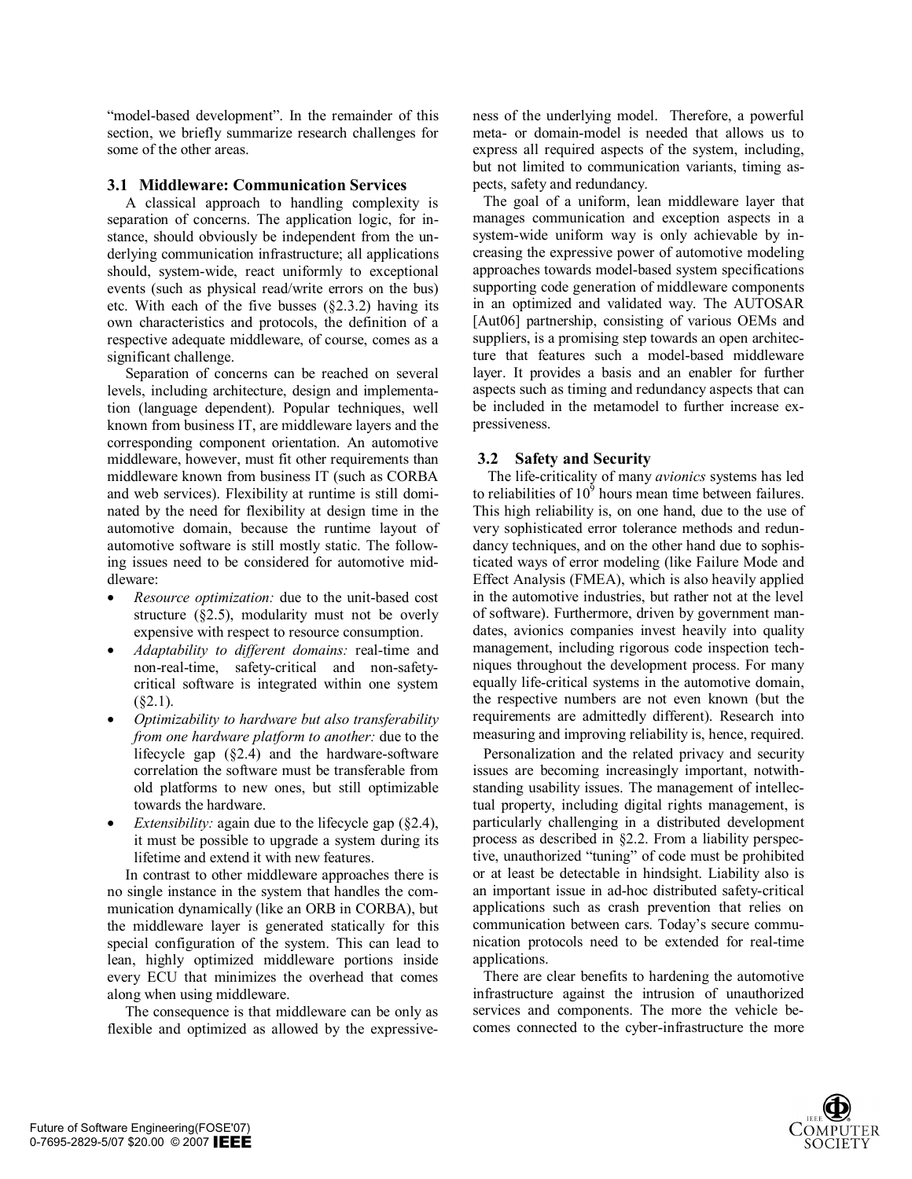"model-based development". In the remainder of this section, we briefly summarize research challenges for some of the other areas.

### 3.1 Middleware: Communication Services

A classical approach to handling complexity is separation of concerns. The application logic, for instance, should obviously be independent from the underlying communication infrastructure; all applications should, system-wide, react uniformly to exceptional events (such as physical read/write errors on the bus) etc. With each of the five busses (§2.3.2) having its own characteristics and protocols, the definition of a respective adequate middleware, of course, comes as a significant challenge.

Separation of concerns can be reached on several levels, including architecture, design and implementation (language dependent). Popular techniques, well known from business IT, are middleware layers and the corresponding component orientation. An automotive middleware, however, must fit other requirements than middleware known from business IT (such as CORBA and web services). Flexibility at runtime is still dominated by the need for flexibility at design time in the automotive domain, because the runtime layout of automotive software is still mostly static. The following issues need to be considered for automotive middleware:

- *Resource optimization:* due to the unit-based cost structure (§2.5), modularity must not be overly expensive with respect to resource consumption.
- *Adaptability to different domains:* real-time and non-real-time, safety-critical and non-safety-critical software is integrated within one system (§2.1).
- *Optimizability to hardware but also transferability from one hardware platform to another:* due to the lifecycle gap (§2.4) and the hardware-software correlation the software must be transferable from old platforms to new ones, but still optimizable towards the hardware.
- *Extensibility:* again due to the lifecycle gap (§2.4), it must be possible to upgrade a system during its lifetime and extend it with new features.

In contrast to other middleware approaches there is no single instance in the system that handles the communication dynamically (like an ORB in CORBA), but the middleware layer is generated statically for this special configuration of the system. This can lead to lean, highly optimized middleware portions inside every ECU that minimizes the overhead that comes along when using middleware.

The consequence is that middleware can be only as flexible and optimized as allowed by the expressiveness of the underlying model. Therefore, a powerful meta- or domain-model is needed that allows us to express all required aspects of the system, including, but not limited to communication variants, timing aspects, safety and redundancy.

The goal of a uniform, lean middleware layer that manages communication and exception aspects in a system-wide uniform way is only achievable by increasing the expressive power of automotive modeling approaches towards model-based system specifications supporting code generation of middleware components in an optimized and validated way. The AUTOSAR [Aut06] partnership, consisting of various OEMs and suppliers, is a promising step towards an open architecture that features such a model-based middleware layer. It provides a basis and an enabler for further aspects such as timing and redundancy aspects that can be included in the metamodel to further increase expressiveness.

### 3.2 Safety and Security

The life-criticality of many *avionics* systems has led to reliabilities of $10^9$ hours mean time between failures. This high reliability is, on one hand, due to the use of very sophisticated error tolerance methods and redundancy techniques, and on the other hand due to sophisticated ways of error modeling (like Failure Mode and Effect Analysis (FMEA), which is also heavily applied in the automotive industries, but rather not at the level of software). Furthermore, driven by government mandates, avionics companies invest heavily into quality management, including rigorous code inspection techniques throughout the development process. For many equally life-critical systems in the automotive domain, the respective numbers are not even known (but the requirements are admittedly different). Research into measuring and improving reliability is, hence, required.

Personalization and the related privacy and security issues are becoming increasingly important, notwithstanding usability issues. The management of intellectual property, including digital rights management, is particularly challenging in a distributed development process as described in §2.2. From a liability perspective, unauthorized "tuning" of code must be prohibited or at least be detectable in hindsight. Liability also is an important issue in ad-hoc distributed safety-critical applications such as crash prevention that relies on communication between cars. Today's secure communication protocols need to be extended for real-time applications.

There are clear benefits to hardening the automotive infrastructure against the intrusion of unauthorized services and components. The more the vehicle becomes connected to the cyber-infrastructure the more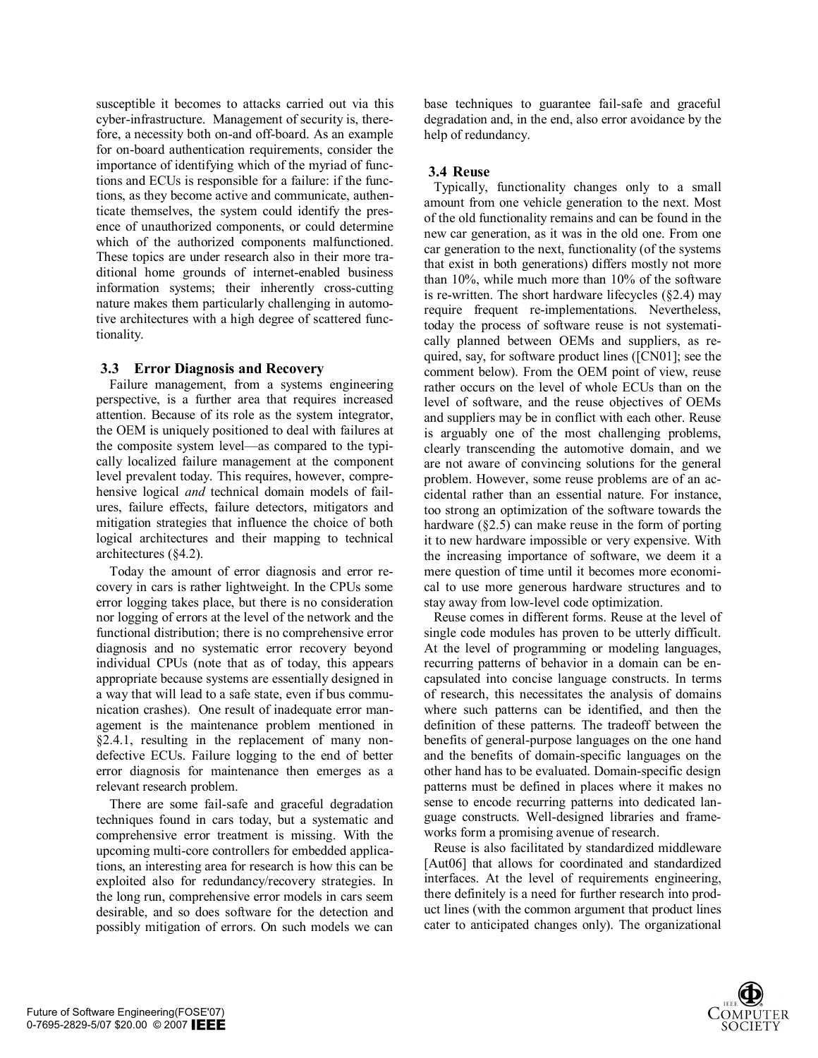susceptible it becomes to attacks carried out via this cyber-infrastructure. Management of security is, therefore, a necessity both on-and off-board. As an example for on-board authentication requirements, consider the importance of identifying which of the myriad of functions and ECUs is responsible for a failure: if the functions, as they become active and communicate, authenticate themselves, the system could identify the presence of unauthorized components, or could determine which of the authorized components malfunctioned. These topics are under research also in their more traditional home grounds of internet-enabled business information systems; their inherently cross-cutting nature makes them particularly challenging in automotive architectures with a high degree of scattered functionality.

### 3.3 Error Diagnosis and Recovery

Failure management, from a systems engineering perspective, is a further area that requires increased attention. Because of its role as the system integrator, the OEM is uniquely positioned to deal with failures at the composite system level—as compared to the typically localized failure management at the component level prevalent today. This requires, however, comprehensive logical *and* technical domain models of failures, failure effects, failure detectors, mitigators and mitigation strategies that influence the choice of both logical architectures and their mapping to technical architectures (§4.2).

Today the amount of error diagnosis and error recovery in cars is rather lightweight. In the CPUs some error logging takes place, but there is no consideration nor logging of errors at the level of the network and the functional distribution; there is no comprehensive error diagnosis and no systematic error recovery beyond individual CPUs (note that as of today, this appears appropriate because systems are essentially designed in a way that will lead to a safe state, even if bus communication crashes). One result of inadequate error management is the maintenance problem mentioned in §2.4.1, resulting in the replacement of many non-defective ECUs. Failure logging to the end of better error diagnosis for maintenance then emerges as a relevant research problem.

There are some fail-safe and graceful degradation techniques found in cars today, but a systematic and comprehensive error treatment is missing. With the upcoming multi-core controllers for embedded applications, an interesting area for research is how this can be exploited also for redundancy/recovery strategies. In the long run, comprehensive error models in cars seem desirable, and so does software for the detection and possibly mitigation of errors. On such models we can base techniques to guarantee fail-safe and graceful degradation and, in the end, also error avoidance by the help of redundancy.

### 3.4 Reuse

Typically, functionality changes only to a small amount from one vehicle generation to the next. Most of the old functionality remains and can be found in the new car generation, as it was in the old one. From one car generation to the next, functionality (of the systems that exist in both generations) differs mostly not more than 10%, while much more than 10% of the software is re-written. The short hardware lifecycles (§2.4) may require frequent re-implementations. Nevertheless, today the process of software reuse is not systematically planned between OEMs and suppliers, as required, say, for software product lines ([CN01]; see the comment below). From the OEM point of view, reuse rather occurs on the level of whole ECUs than on the level of software, and the reuse objectives of OEMs and suppliers may be in conflict with each other. Reuse is arguably one of the most challenging problems, clearly transcending the automotive domain, and we are not aware of convincing solutions for the general problem. However, some reuse problems are of an accidental rather than an essential nature. For instance, too strong an optimization of the software towards the hardware (§2.5) can make reuse in the form of porting it to new hardware impossible or very expensive. With the increasing importance of software, we deem it a mere question of time until it becomes more economical to use more generous hardware structures and to stay away from low-level code optimization.

Reuse comes in different forms. Reuse at the level of single code modules has proven to be utterly difficult. At the level of programming or modeling languages, recurring patterns of behavior in a domain can be encapsulated into concise language constructs. In terms of research, this necessitates the analysis of domains where such patterns can be identified, and then the definition of these patterns. The tradeoff between the benefits of general-purpose languages on the one hand and the benefits of domain-specific languages on the other hand has to be evaluated. Domain-specific design patterns must be defined in places where it makes no sense to encode recurring patterns into dedicated language constructs. Well-designed libraries and frameworks form a promising avenue of research.

Reuse is also facilitated by standardized middleware [Aut06] that allows for coordinated and standardized interfaces. At the level of requirements engineering, there definitely is a need for further research into product lines (with the common argument that product lines cater to anticipated changes only). The organizational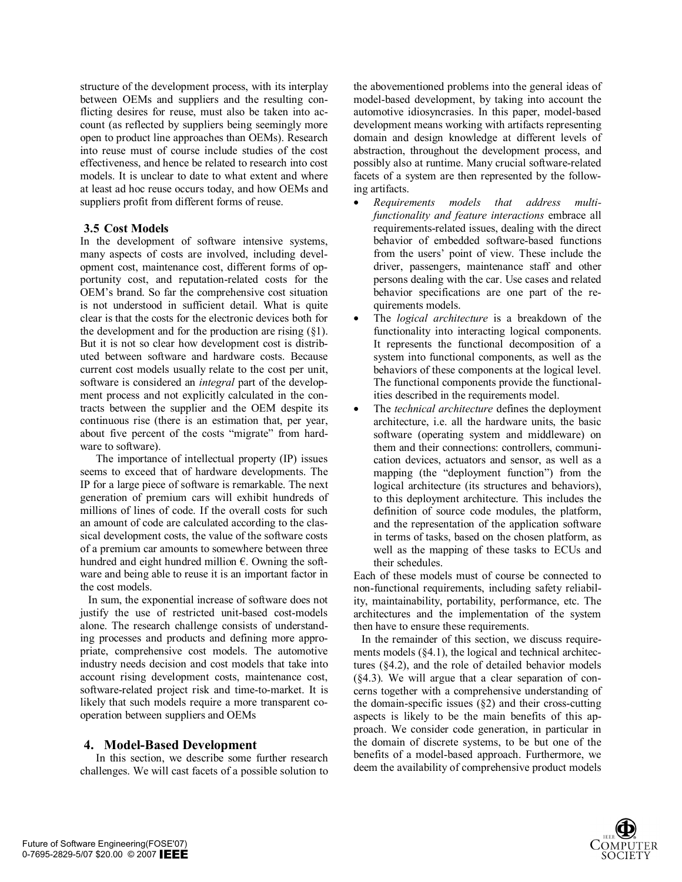structure of the development process, with its interplay between OEMs and suppliers and the resulting conflicting desires for reuse, must also be taken into account (as reflected by suppliers being seemingly more open to product line approaches than OEMs). Research into reuse must of course include studies of the cost effectiveness, and hence be related to research into cost models. It is unclear to date to what extent and where at least ad hoc reuse occurs today, and how OEMs and suppliers profit from different forms of reuse.

### 3.5 Cost Models

In the development of software intensive systems, many aspects of costs are involved, including development cost, maintenance cost, different forms of opportunity cost, and reputation-related costs for the OEM's brand. So far the comprehensive cost situation is not understood in sufficient detail. What is quite clear is that the costs for the electronic devices both for the development and for the production are rising (§1). But it is not so clear how development cost is distributed between software and hardware costs. Because current cost models usually relate to the cost per unit, software is considered an *integral* part of the development process and not explicitly calculated in the contracts between the supplier and the OEM despite its continuous rise (there is an estimation that, per year, about five percent of the costs "migrate" from hardware to software).

The importance of intellectual property (IP) issues seems to exceed that of hardware developments. The IP for a large piece of software is remarkable. The next generation of premium cars will exhibit hundreds of millions of lines of code. If the overall costs for such an amount of code are calculated according to the classical development costs, the value of the software costs of a premium car amounts to somewhere between three hundred and eight hundred million €. Owning the software and being able to reuse it is an important factor in the cost models.

In sum, the exponential increase of software does not justify the use of restricted unit-based cost-models alone. The research challenge consists of understanding processes and products and defining more appropriate, comprehensive cost models. The automotive industry needs decision and cost models that take into account rising development costs, maintenance cost, software-related project risk and time-to-market. It is likely that such models require a more transparent cooperation between suppliers and OEMs

## 4. Model-Based Development

In this section, we describe some further research challenges. We will cast facets of a possible solution to the abovementioned problems into the general ideas of model-based development, by taking into account the automotive idiosyncrasies. In this paper, model-based development means working with artifacts representing domain and design knowledge at different levels of abstraction, throughout the development process, and possibly also at runtime. Many crucial software-related facets of a system are then represented by the following artifacts.

- *Requirements models that address multi-functionality and feature interactions* embrace all requirements-related issues, dealing with the direct behavior of embedded software-based functions from the users' point of view. These include the driver, passengers, maintenance staff and other persons dealing with the car. Use cases and related behavior specifications are one part of the requirements models.
- The *logical architecture* is a breakdown of the functionality into interacting logical components. It represents the functional decomposition of a system into functional components, as well as the behaviors of these components at the logical level. The functional components provide the functionalities described in the requirements model.
- The *technical architecture* defines the deployment architecture, i.e. all the hardware units, the basic software (operating system and middleware) on them and their connections: controllers, communication devices, actuators and sensor, as well as a mapping (the "deployment function") from the logical architecture (its structures and behaviors), to this deployment architecture. This includes the definition of source code modules, the platform, and the representation of the application software in terms of tasks, based on the chosen platform, as well as the mapping of these tasks to ECUs and their schedules.

Each of these models must of course be connected to non-functional requirements, including safety reliability, maintainability, portability, performance, etc. The architectures and the implementation of the system then have to ensure these requirements.

In the remainder of this section, we discuss requirements models (§4.1), the logical and technical architectures (§4.2), and the role of detailed behavior models (§4.3). We will argue that a clear separation of concerns together with a comprehensive understanding of the domain-specific issues (§2) and their cross-cutting aspects is likely to be the main benefits of this approach. We consider code generation, in particular in the domain of discrete systems, to be but one of the benefits of a model-based approach. Furthermore, we deem the availability of comprehensive product models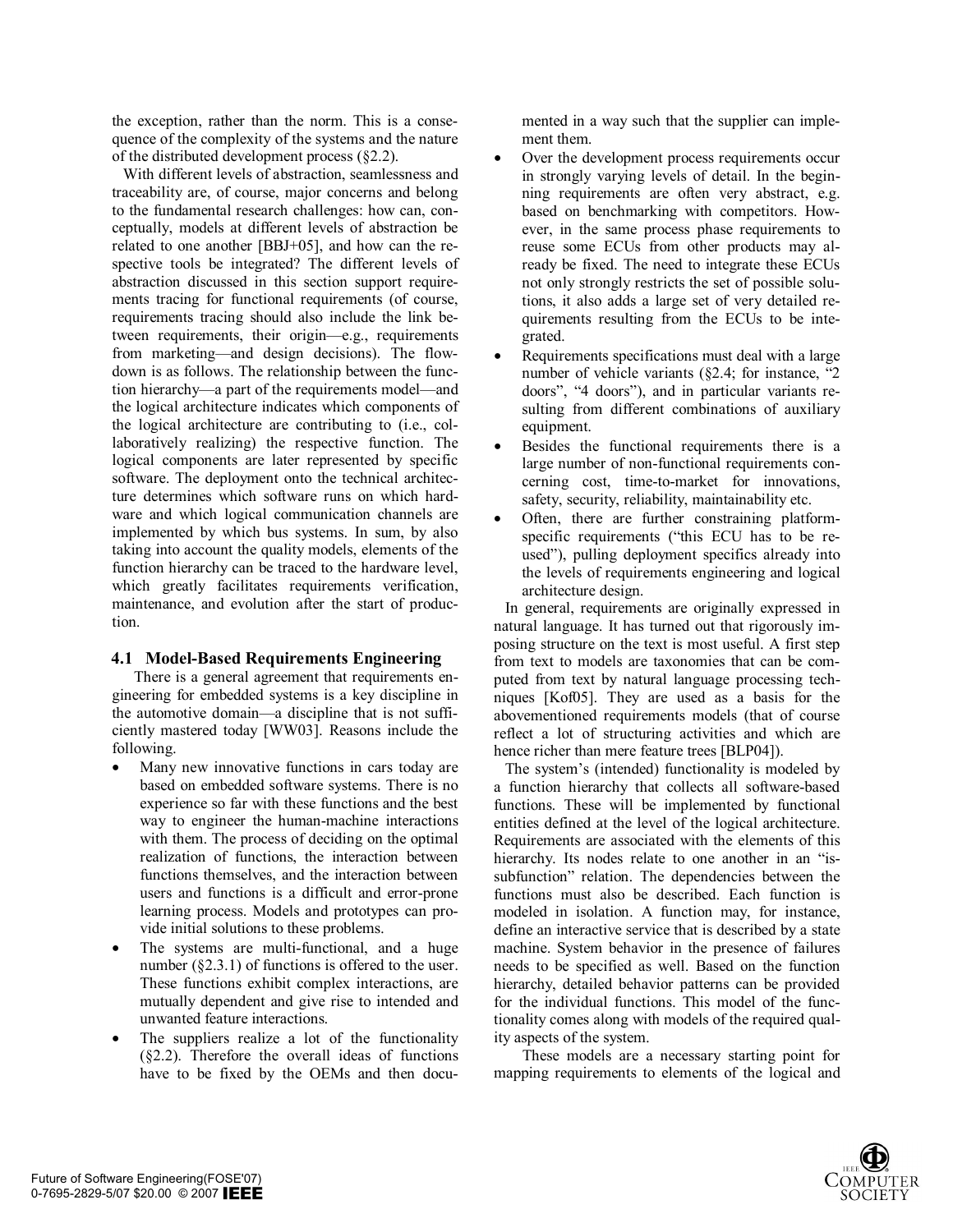the exception, rather than the norm. This is a consequence of the complexity of the systems and the nature of the distributed development process (§2.2).

With different levels of abstraction, seamlessness and traceability are, of course, major concerns and belong to the fundamental research challenges: how can, conceptually, models at different levels of abstraction be related to one another [BBJ+05], and how can the respective tools be integrated? The different levels of abstraction discussed in this section support requirements tracing for functional requirements (of course, requirements tracing should also include the link between requirements, their origin—e.g., requirements from marketing—and design decisions). The flowdown is as follows. The relationship between the function hierarchy—a part of the requirements model—and the logical architecture indicates which components of the logical architecture are contributing to (i.e., collaboratively realizing) the respective function. The logical components are later represented by specific software. The deployment onto the technical architecture determines which software runs on which hardware and which logical communication channels are implemented by which bus systems. In sum, by also taking into account the quality models, elements of the function hierarchy can be traced to the hardware level, which greatly facilitates requirements verification, maintenance, and evolution after the start of production.

### 4.1 Model-Based Requirements Engineering

There is a general agreement that requirements engineering for embedded systems is a key discipline in the automotive domain—a discipline that is not sufficiently mastered today [WW03]. Reasons include the following.

- Many new innovative functions in cars today are based on embedded software systems. There is no experience so far with these functions and the best way to engineer the human-machine interactions with them. The process of deciding on the optimal realization of functions, the interaction between functions themselves, and the interaction between users and functions is a difficult and error-prone learning process. Models and prototypes can provide initial solutions to these problems.
- The systems are multi-functional, and a huge number (§2.3.1) of functions is offered to the user. These functions exhibit complex interactions, are mutually dependent and give rise to intended and unwanted feature interactions.
- The suppliers realize a lot of the functionality (§2.2). Therefore the overall ideas of functions have to be fixed by the OEMs and then documented in a way such that the supplier can implement them.
- Over the development process requirements occur in strongly varying levels of detail. In the beginning requirements are often very abstract, e.g. based on benchmarking with competitors. However, in the same process phase requirements to reuse some ECUs from other products may already be fixed. The need to integrate these ECUs not only strongly restricts the set of possible solutions, it also adds a large set of very detailed requirements resulting from the ECUs to be integrated.
- Requirements specifications must deal with a large number of vehicle variants (§2.4; for instance, "2 doors", "4 doors"), and in particular variants resulting from different combinations of auxiliary equipment.
- Besides the functional requirements there is a large number of non-functional requirements concerning cost, time-to-market for innovations, safety, security, reliability, maintainability etc.
- Often, there are further constraining platform-specific requirements ("this ECU has to be reused"), pulling deployment specifics already into the levels of requirements engineering and logical architecture design.

In general, requirements are originally expressed in natural language. It has turned out that rigorously imposing structure on the text is most useful. A first step from text to models are taxonomies that can be computed from text by natural language processing techniques [Kof05]. They are used as a basis for the abovementioned requirements models (that of course reflect a lot of structuring activities and which are hence richer than mere feature trees [BLP04]).

The system's (intended) functionality is modeled by a function hierarchy that collects all software-based functions. These will be implemented by functional entities defined at the level of the logical architecture. Requirements are associated with the elements of this hierarchy. Its nodes relate to one another in an "is-subfunction" relation. The dependencies between the functions must also be described. Each function is modeled in isolation. A function may, for instance, define an interactive service that is described by a state machine. System behavior in the presence of failures needs to be specified as well. Based on the function hierarchy, detailed behavior patterns can be provided for the individual functions. This model of the functionality comes along with models of the required quality aspects of the system.

These models are a necessary starting point for mapping requirements to elements of the logical and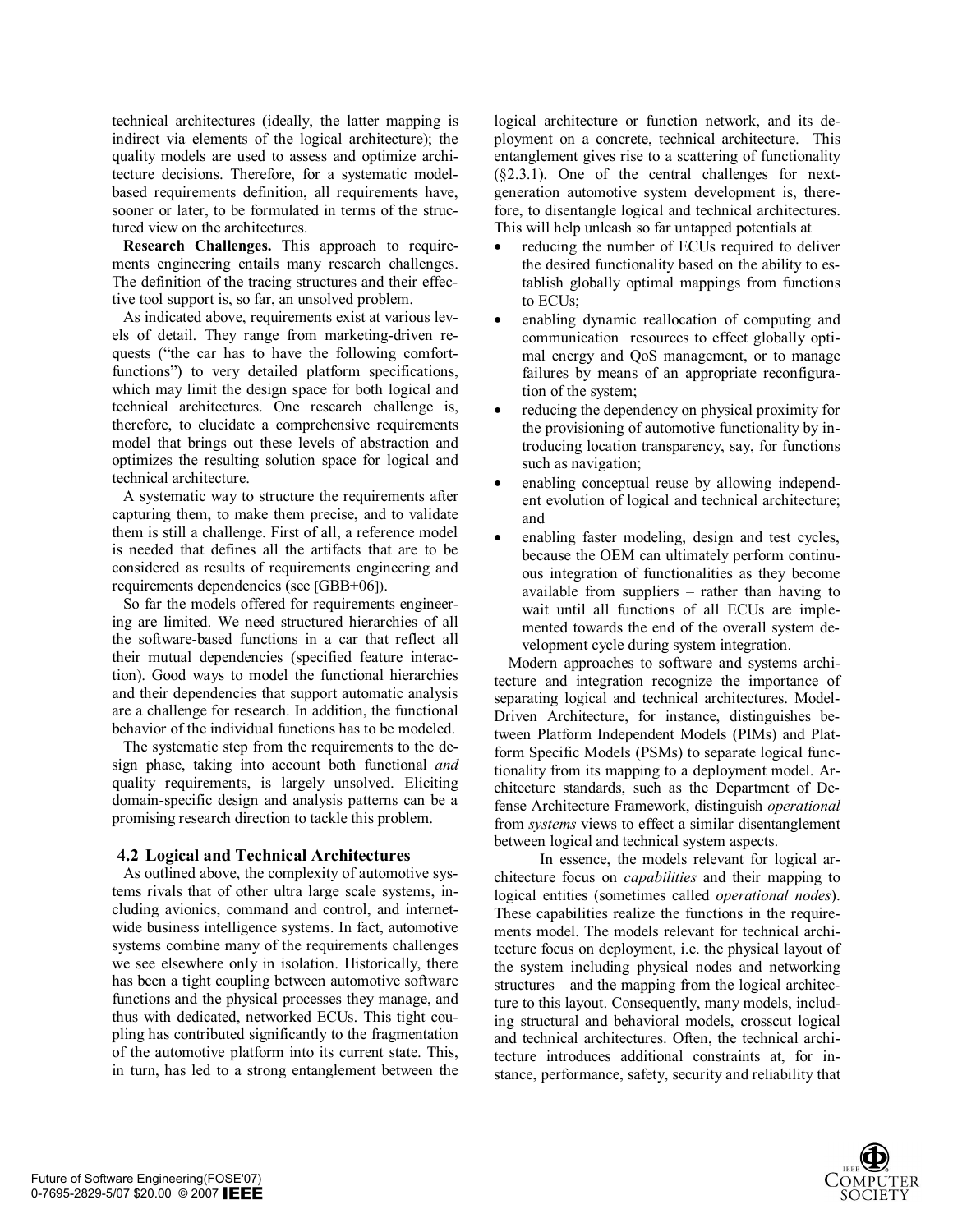technical architectures (ideally, the latter mapping is indirect via elements of the logical architecture); the quality models are used to assess and optimize architecture decisions. Therefore, for a systematic model-based requirements definition, all requirements have, sooner or later, to be formulated in terms of the structured view on the architectures.

**Research Challenges.** This approach to requirements engineering entails many research challenges. The definition of the tracing structures and their effective tool support is, so far, an unsolved problem.

As indicated above, requirements exist at various levels of detail. They range from marketing-driven requests ("the car has to have the following comfort-functions") to very detailed platform specifications, which may limit the design space for both logical and technical architectures. One research challenge is, therefore, to elucidate a comprehensive requirements model that brings out these levels of abstraction and optimizes the resulting solution space for logical and technical architecture.

A systematic way to structure the requirements after capturing them, to make them precise, and to validate them is still a challenge. First of all, a reference model is needed that defines all the artifacts that are to be considered as results of requirements engineering and requirements dependencies (see [GBB+06]).

So far the models offered for requirements engineering are limited. We need structured hierarchies of all the software-based functions in a car that reflect all their mutual dependencies (specified feature interaction). Good ways to model the functional hierarchies and their dependencies that support automatic analysis are a challenge for research. In addition, the functional behavior of the individual functions has to be modeled.

The systematic step from the requirements to the design phase, taking into account both functional *and* quality requirements, is largely unsolved. Eliciting domain-specific design and analysis patterns can be a promising research direction to tackle this problem.

### 4.2 Logical and Technical Architectures

As outlined above, the complexity of automotive systems rivals that of other ultra large scale systems, including avionics, command and control, and internet-wide business intelligence systems. In fact, automotive systems combine many of the requirements challenges we see elsewhere only in isolation. Historically, there has been a tight coupling between automotive software functions and the physical processes they manage, and thus with dedicated, networked ECUs. This tight coupling has contributed significantly to the fragmentation of the automotive platform into its current state. This, in turn, has led to a strong entanglement between the logical architecture or function network, and its deployment on a concrete, technical architecture. This entanglement gives rise to a scattering of functionality (§2.3.1). One of the central challenges for next-generation automotive system development is, therefore, to disentangle logical and technical architectures. This will help unleash so far untapped potentials at

- reducing the number of ECUs required to deliver the desired functionality based on the ability to establish globally optimal mappings from functions to ECUs;
- enabling dynamic reallocation of computing and communication resources to effect globally optimal energy and QoS management, or to manage failures by means of an appropriate reconfiguration of the system;
- reducing the dependency on physical proximity for the provisioning of automotive functionality by introducing location transparency, say, for functions such as navigation;
- enabling conceptual reuse by allowing independent evolution of logical and technical architecture; and
- enabling faster modeling, design and test cycles, because the OEM can ultimately perform continuous integration of functionalities as they become available from suppliers – rather than having to wait until all functions of all ECUs are implemented towards the end of the overall system development cycle during system integration.

Modern approaches to software and systems architecture and integration recognize the importance of separating logical and technical architectures. Model-Driven Architecture, for instance, distinguishes between Platform Independent Models (PIMs) and Platform Specific Models (PSMs) to separate logical functionality from its mapping to a deployment model. Architecture standards, such as the Department of Defense Architecture Framework, distinguish *operational* from *systems* views to effect a similar disentanglement between logical and technical system aspects.

In essence, the models relevant for logical architecture focus on *capabilities* and their mapping to logical entities (sometimes called *operational nodes*). These capabilities realize the functions in the requirements model. The models relevant for technical architecture focus on deployment, i.e. the physical layout of the system including physical nodes and networking structures—and the mapping from the logical architecture to this layout. Consequently, many models, including structural and behavioral models, crosscut logical and technical architectures. Often, the technical architecture introduces additional constraints at, for instance, performance, safety, security and reliability that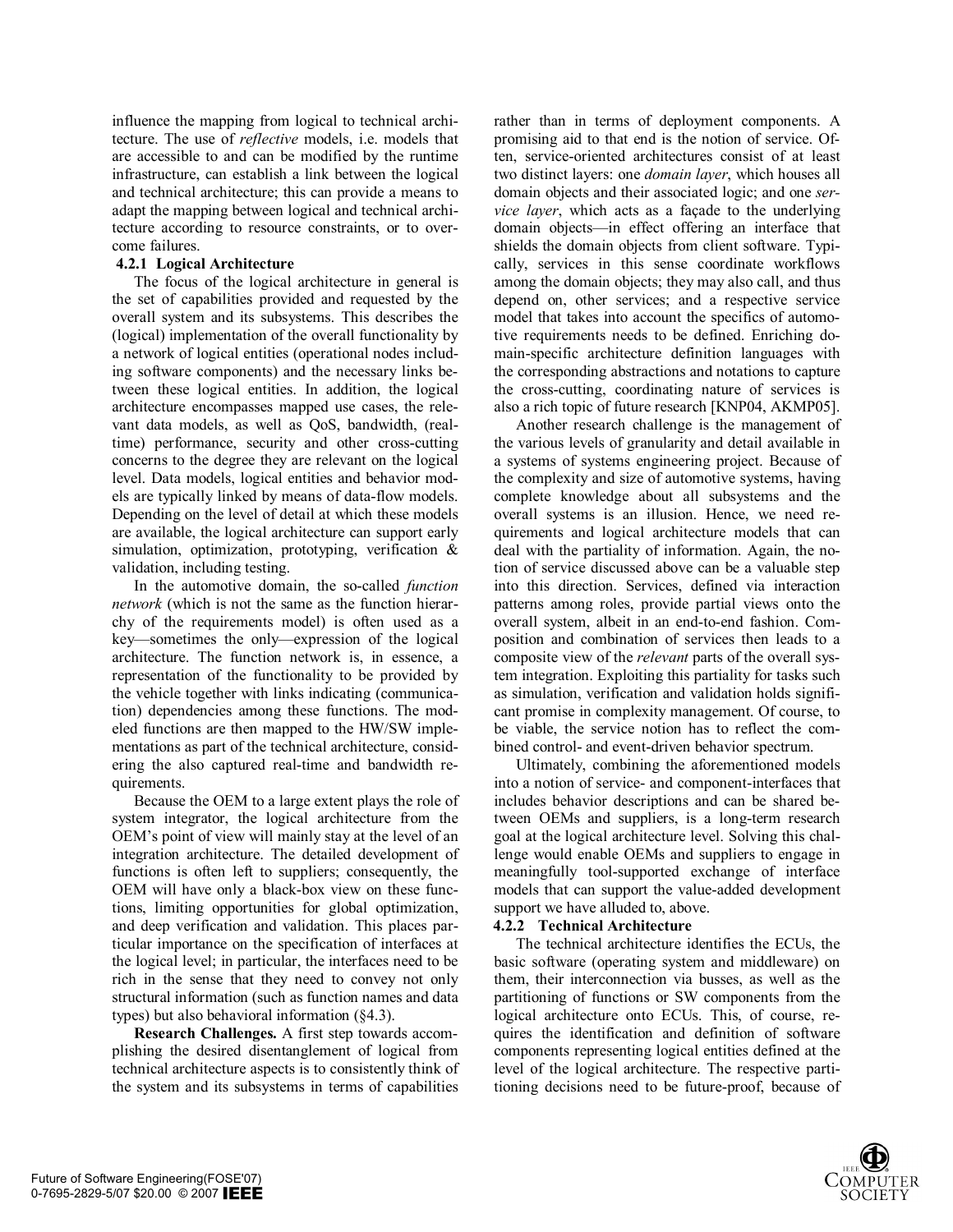influence the mapping from logical to technical architecture. The use of *reflective* models, i.e. models that are accessible to and can be modified by the runtime infrastructure, can establish a link between the logical and technical architecture; this can provide a means to adapt the mapping between logical and technical architecture according to resource constraints, or to overcome failures.

### 4.2.1 Logical Architecture

The focus of the logical architecture in general is the set of capabilities provided and requested by the overall system and its subsystems. This describes the (logical) implementation of the overall functionality by a network of logical entities (operational nodes including software components) and the necessary links between these logical entities. In addition, the logical architecture encompasses mapped use cases, the relevant data models, as well as QoS, bandwidth, (real-time) performance, security and other cross-cutting concerns to the degree they are relevant on the logical level. Data models, logical entities and behavior models are typically linked by means of data-flow models. Depending on the level of detail at which these models are available, the logical architecture can support early simulation, optimization, prototyping, verification & validation, including testing.

In the automotive domain, the so-called *function network* (which is not the same as the function hierarchy of the requirements model) is often used as a key—sometimes the only—expression of the logical architecture. The function network is, in essence, a representation of the functionality to be provided by the vehicle together with links indicating (communication) dependencies among these functions. The modeled functions are then mapped to the HW/SW implementations as part of the technical architecture, considering the also captured real-time and bandwidth requirements.

Because the OEM to a large extent plays the role of system integrator, the logical architecture from the OEM's point of view will mainly stay at the level of an integration architecture. The detailed development of functions is often left to suppliers; consequently, the OEM will have only a black-box view on these functions, limiting opportunities for global optimization, and deep verification and validation. This places particular importance on the specification of interfaces at the logical level; in particular, the interfaces need to be rich in the sense that they need to convey not only structural information (such as function names and data types) but also behavioral information (§4.3).

**Research Challenges.** A first step towards accomplishing the desired disentanglement of logical from technical architecture aspects is to consistently think of the system and its subsystems in terms of capabilities rather than in terms of deployment components. A promising aid to that end is the notion of service. Often, service-oriented architectures consist of at least two distinct layers: one *domain layer*, which houses all domain objects and their associated logic; and one *service layer*, which acts as a façade to the underlying domain objects—in effect offering an interface that shields the domain objects from client software. Typically, services in this sense coordinate workflows among the domain objects; they may also call, and thus depend on, other services; and a respective service model that takes into account the specifics of automotive requirements needs to be defined. Enriching domain-specific architecture definition languages with the corresponding abstractions and notations to capture the cross-cutting, coordinating nature of services is also a rich topic of future research [KNP04, AKMP05].

Another research challenge is the management of the various levels of granularity and detail available in a systems of systems engineering project. Because of the complexity and size of automotive systems, having complete knowledge about all subsystems and the overall systems is an illusion. Hence, we need requirements and logical architecture models that can deal with the partiality of information. Again, the notion of service discussed above can be a valuable step into this direction. Services, defined via interaction patterns among roles, provide partial views onto the overall system, albeit in an end-to-end fashion. Composition and combination of services then leads to a composite view of the *relevant* parts of the overall system integration. Exploiting this partiality for tasks such as simulation, verification and validation holds significant promise in complexity management. Of course, to be viable, the service notion has to reflect the combined control- and event-driven behavior spectrum.

Ultimately, combining the aforementioned models into a notion of service- and component-interfaces that includes behavior descriptions and can be shared between OEMs and suppliers, is a long-term research goal at the logical architecture level. Solving this challenge would enable OEMs and suppliers to engage in meaningfully tool-supported exchange of interface models that can support the value-added development support we have alluded to, above.

### 4.2.2 Technical Architecture

The technical architecture identifies the ECUs, the basic software (operating system and middleware) on them, their interconnection via busses, as well as the partitioning of functions or SW components from the logical architecture onto ECUs. This, of course, requires the identification and definition of software components representing logical entities defined at the level of the logical architecture. The respective partitioning decisions need to be future-proof, because of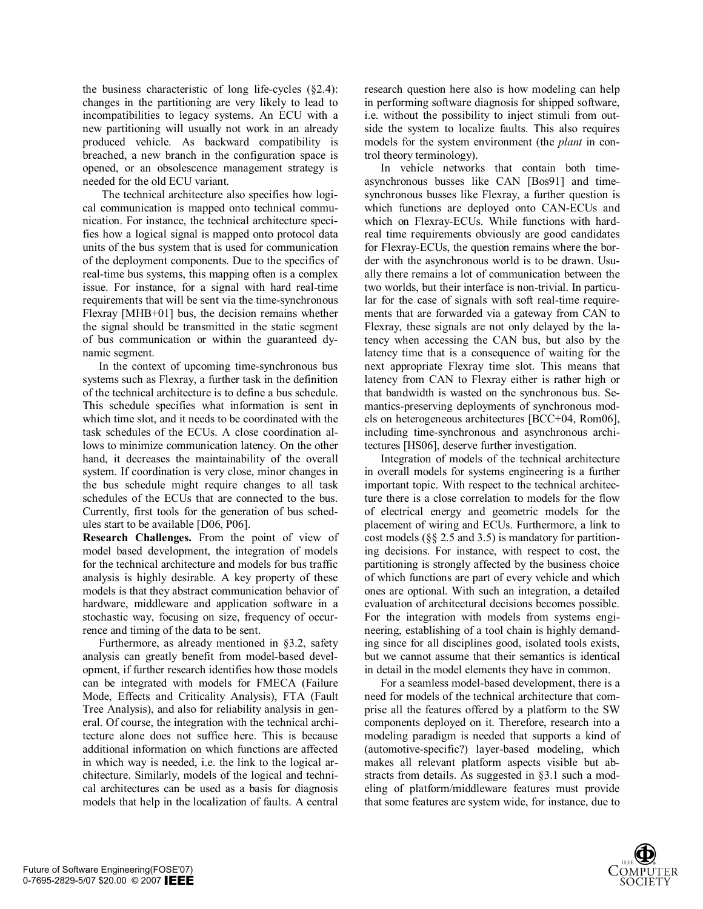the business characteristic of long life-cycles (§2.4): changes in the partitioning are very likely to lead to incompatibilities to legacy systems. An ECU with a new partitioning will usually not work in an already produced vehicle. As backward compatibility is breached, a new branch in the configuration space is opened, or an obsolescence management strategy is needed for the old ECU variant.

The technical architecture also specifies how logical communication is mapped onto technical communication. For instance, the technical architecture specifies how a logical signal is mapped onto protocol data units of the bus system that is used for communication of the deployment components. Due to the specifics of real-time bus systems, this mapping often is a complex issue. For instance, for a signal with hard real-time requirements that will be sent via the time-synchronous Flexray [MHB+01] bus, the decision remains whether the signal should be transmitted in the static segment of bus communication or within the guaranteed dynamic segment.

In the context of upcoming time-synchronous bus systems such as Flexray, a further task in the definition of the technical architecture is to define a bus schedule. This schedule specifies what information is sent in which time slot, and it needs to be coordinated with the task schedules of the ECUs. A close coordination allows to minimize communication latency. On the other hand, it decreases the maintainability of the overall system. If coordination is very close, minor changes in the bus schedule might require changes to all task schedules of the ECUs that are connected to the bus. Currently, first tools for the generation of bus schedules start to be available [D06, P06].

**Research Challenges.** From the point of view of model based development, the integration of models for the technical architecture and models for bus traffic analysis is highly desirable. A key property of these models is that they abstract communication behavior of hardware, middleware and application software in a stochastic way, focusing on size, frequency of occurrence and timing of the data to be sent.

Furthermore, as already mentioned in §3.2, safety analysis can greatly benefit from model-based development, if further research identifies how those models can be integrated with models for FMECA (Failure Mode, Effects and Criticality Analysis), FTA (Fault Tree Analysis), and also for reliability analysis in general. Of course, the integration with the technical architecture alone does not suffice here. This is because additional information on which functions are affected in which way is needed, i.e. the link to the logical architecture. Similarly, models of the logical and technical architectures can be used as a basis for diagnosis models that help in the localization of faults. A central research question here also is how modeling can help in performing software diagnosis for shipped software, i.e. without the possibility to inject stimuli from outside the system to localize faults. This also requires models for the system environment (the *plant* in control theory terminology).

In vehicle networks that contain both time-asynchronous busses like CAN [Bos91] and time-synchronous busses like Flexray, a further question is which functions are deployed onto CAN-ECUs and which on Flexray-ECUs. While functions with hard-real time requirements obviously are good candidates for Flexray-ECUs, the question remains where the border with the asynchronous world is to be drawn. Usually there remains a lot of communication between the two worlds, but their interface is non-trivial. In particular for the case of signals with soft real-time requirements that are forwarded via a gateway from CAN to Flexray, these signals are not only delayed by the latency when accessing the CAN bus, but also by the latency time that is a consequence of waiting for the next appropriate Flexray time slot. This means that latency from CAN to Flexray either is rather high or that bandwidth is wasted on the synchronous bus. Semantics-preserving deployments of synchronous models on heterogeneous architectures [BCC+04, Rom06], including time-synchronous and asynchronous architectures [HS06], deserve further investigation.

Integration of models of the technical architecture in overall models for systems engineering is a further important topic. With respect to the technical architecture there is a close correlation to models for the flow of electrical energy and geometric models for the placement of wiring and ECUs. Furthermore, a link to cost models (§§ 2.5 and 3.5) is mandatory for partitioning decisions. For instance, with respect to cost, the partitioning is strongly affected by the business choice of which functions are part of every vehicle and which ones are optional. With such an integration, a detailed evaluation of architectural decisions becomes possible. For the integration with models from systems engineering, establishing of a tool chain is highly demanding since for all disciplines good, isolated tools exists, but we cannot assume that their semantics is identical in detail in the model elements they have in common.

For a seamless model-based development, there is a need for models of the technical architecture that comprise all the features offered by a platform to the SW components deployed on it. Therefore, research into a modeling paradigm is needed that supports a kind of (automotive-specific?) layer-based modeling, which makes all relevant platform aspects visible but abstracts from details. As suggested in §3.1 such a modeling of platform/middleware features must provide that some features are system wide, for instance, due to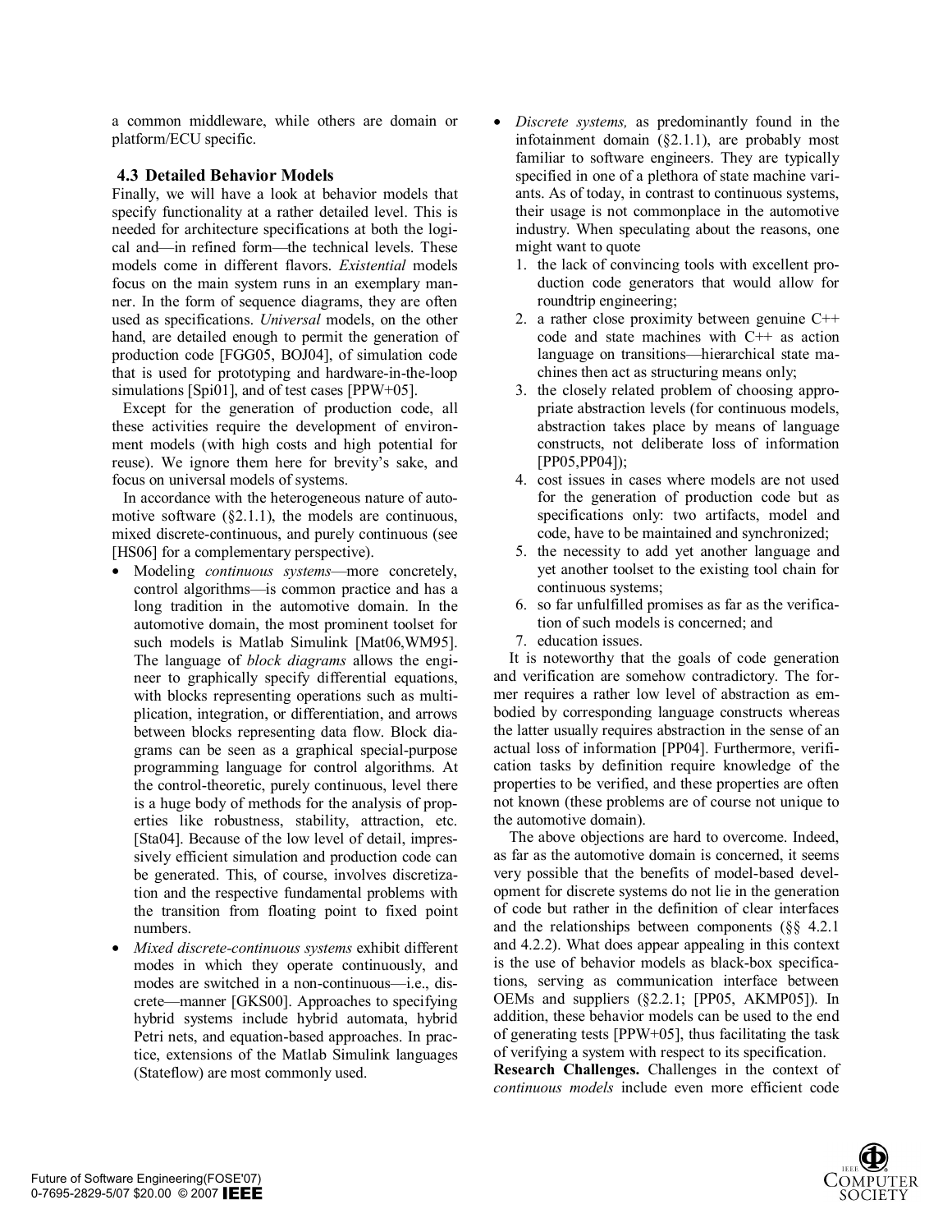a common middleware, while others are domain or platform/ECU specific.

### 4.3 Detailed Behavior Models

Finally, we will have a look at behavior models that specify functionality at a rather detailed level. This is needed for architecture specifications at both the logical and—in refined form—the technical levels. These models come in different flavors. *Existential* models focus on the main system runs in an exemplary manner. In the form of sequence diagrams, they are often used as specifications. *Universal* models, on the other hand, are detailed enough to permit the generation of production code [FGG05, BOJ04], of simulation code that is used for prototyping and hardware-in-the-loop simulations [Spi01], and of test cases [PPW+05].

Except for the generation of production code, all these activities require the development of environment models (with high costs and high potential for reuse). We ignore them here for brevity's sake, and focus on universal models of systems.

In accordance with the heterogeneous nature of automotive software (§2.1.1), the models are continuous, mixed discrete-continuous, and purely continuous (see [HS06] for a complementary perspective).

- Modeling *continuous systems*—more concretely, control algorithms—is common practice and has a long tradition in the automotive domain. In the automotive domain, the most prominent toolset for such models is Matlab Simulink [Mat06,WM95]. The language of *block diagrams* allows the engineer to graphically specify differential equations, with blocks representing operations such as multiplication, integration, or differentiation, and arrows between blocks representing data flow. Block diagrams can be seen as a graphical special-purpose programming language for control algorithms. At the control-theoretic, purely continuous, level there is a huge body of methods for the analysis of properties like robustness, stability, attraction, etc. [Sta04]. Because of the low level of detail, impressively efficient simulation and production code can be generated. This, of course, involves discretization and the respective fundamental problems with the transition from floating point to fixed point numbers.
- *Mixed discrete-continuous systems* exhibit different modes in which they operate continuously, and modes are switched in a non-continuous—i.e., discrete—manner [GKS00]. Approaches to specifying hybrid systems include hybrid automata, hybrid Petri nets, and equation-based approaches. In practice, extensions of the Matlab Simulink languages (Stateflow) are most commonly used.
- *Discrete systems,* as predominantly found in the infotainment domain (§2.1.1), are probably most familiar to software engineers. They are typically specified in one of a plethora of state machine variants. As of today, in contrast to continuous systems, their usage is not commonplace in the automotive industry. When speculating about the reasons, one might want to quote
  1. the lack of convincing tools with excellent production code generators that would allow for roundtrip engineering;
  2. a rather close proximity between genuine C++ code and state machines with C++ as action language on transitions—hierarchical state machines then act as structuring means only;
  3. the closely related problem of choosing appropriate abstraction levels (for continuous models, abstraction takes place by means of language constructs, not deliberate loss of information [PP05,PP04]);
  4. cost issues in cases where models are not used for the generation of production code but as specifications only: two artifacts, model and code, have to be maintained and synchronized;
  5. the necessity to add yet another language and yet another toolset to the existing tool chain for continuous systems;
  6. so far unfulfilled promises as far as the verification of such models is concerned; and
  7. education issues.

It is noteworthy that the goals of code generation and verification are somehow contradictory. The former requires a rather low level of abstraction as embodied by corresponding language constructs whereas the latter usually requires abstraction in the sense of an actual loss of information [PP04]. Furthermore, verification tasks by definition require knowledge of the properties to be verified, and these properties are often not known (these problems are of course not unique to the automotive domain).

The above objections are hard to overcome. Indeed, as far as the automotive domain is concerned, it seems very possible that the benefits of model-based development for discrete systems do not lie in the generation of code but rather in the definition of clear interfaces and the relationships between components (§§ 4.2.1 and 4.2.2). What does appear appealing in this context is the use of behavior models as black-box specifications, serving as communication interface between OEMs and suppliers (§2.2.1; [PP05, AKMP05]). In addition, these behavior models can be used to the end of generating tests [PPW+05], thus facilitating the task of verifying a system with respect to its specification.

**Research Challenges.** Challenges in the context of *continuous models* include even more efficient code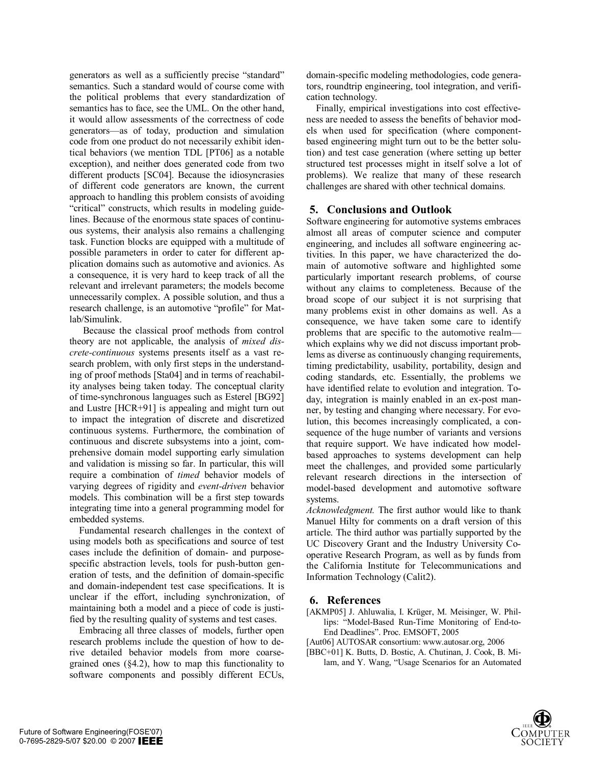generators as well as a sufficiently precise "standard" semantics. Such a standard would of course come with the political problems that every standardization of semantics has to face, see the UML. On the other hand, it would allow assessments of the correctness of code generators—as of today, production and simulation code from one product do not necessarily exhibit identical behaviors (we mention TDL [PT06] as a notable exception), and neither does generated code from two different products [SC04]. Because the idiosyncrasies of different code generators are known, the current approach to handling this problem consists of avoiding "critical" constructs, which results in modeling guidelines. Because of the enormous state spaces of continuous systems, their analysis also remains a challenging task. Function blocks are equipped with a multitude of possible parameters in order to cater for different application domains such as automotive and avionics. As a consequence, it is very hard to keep track of all the relevant and irrelevant parameters; the models become unnecessarily complex. A possible solution, and thus a research challenge, is an automotive "profile" for Matlab/Simulink.

Because the classical proof methods from control theory are not applicable, the analysis of *mixed discrete-continuous* systems presents itself as a vast research problem, with only first steps in the understanding of proof methods [Sta04] and in terms of reachability analyses being taken today. The conceptual clarity of time-synchronous languages such as Esterel [BG92] and Lustre [HCR+91] is appealing and might turn out to impact the integration of discrete and discretized continuous systems. Furthermore, the combination of continuous and discrete subsystems into a joint, comprehensive domain model supporting early simulation and validation is missing so far. In particular, this will require a combination of *timed* behavior models of varying degrees of rigidity and *event-driven* behavior models. This combination will be a first step towards integrating time into a general programming model for embedded systems.

Fundamental research challenges in the context of using models both as specifications and source of test cases include the definition of domain- and purpose-specific abstraction levels, tools for push-button generation of tests, and the definition of domain-specific and domain-independent test case specifications. It is unclear if the effort, including synchronization, of maintaining both a model and a piece of code is justified by the resulting quality of systems and test cases.

Embracing all three classes of models, further open research problems include the question of how to derive detailed behavior models from more coarse-grained ones (§4.2), how to map this functionality to software components and possibly different ECUs, domain-specific modeling methodologies, code generators, roundtrip engineering, tool integration, and verification technology.

Finally, empirical investigations into cost effectiveness are needed to assess the benefits of behavior models when used for specification (where component-based engineering might turn out to be the better solution) and test case generation (where setting up better structured test processes might in itself solve a lot of problems). We realize that many of these research challenges are shared with other technical domains.

## 5. Conclusions and Outlook

Software engineering for automotive systems embraces almost all areas of computer science and computer engineering, and includes all software engineering activities. In this paper, we have characterized the domain of automotive software and highlighted some particularly important research problems, of course without any claims to completeness. Because of the broad scope of our subject it is not surprising that many problems exist in other domains as well. As a consequence, we have taken some care to identify problems that are specific to the automotive realm—which explains why we did not discuss important problems as diverse as continuously changing requirements, timing predictability, usability, portability, design and coding standards, etc. Essentially, the problems we have identified relate to evolution and integration. Today, integration is mainly enabled in an ex-post manner, by testing and changing where necessary. For evolution, this becomes increasingly complicated, a consequence of the huge number of variants and versions that require support. We have indicated how model-based approaches to systems development can help meet the challenges, and provided some particularly relevant research directions in the intersection of model-based development and automotive software systems.

*Acknowledgment.* The first author would like to thank Manuel Hilty for comments on a draft version of this article. The third author was partially supported by the UC Discovery Grant and the Industry University Cooperative Research Program, as well as by funds from the California Institute for Telecommunications and Information Technology (Calit2).

## 6. References

[AKMP05] J. Ahluwalia, I. Krüger, M. Meisinger, W. Phillips: "Model-Based Run-Time Monitoring of End-to-End Deadlines". Proc. EMSOFT, 2005

[Aut06] AUTOSAR consortium: www.autosar.org, 2006

[BBC+01] K. Butts, D. Bostic, A. Chutinan, J. Cook, B. Milam, and Y. Wang, "Usage Scenarios for an Automated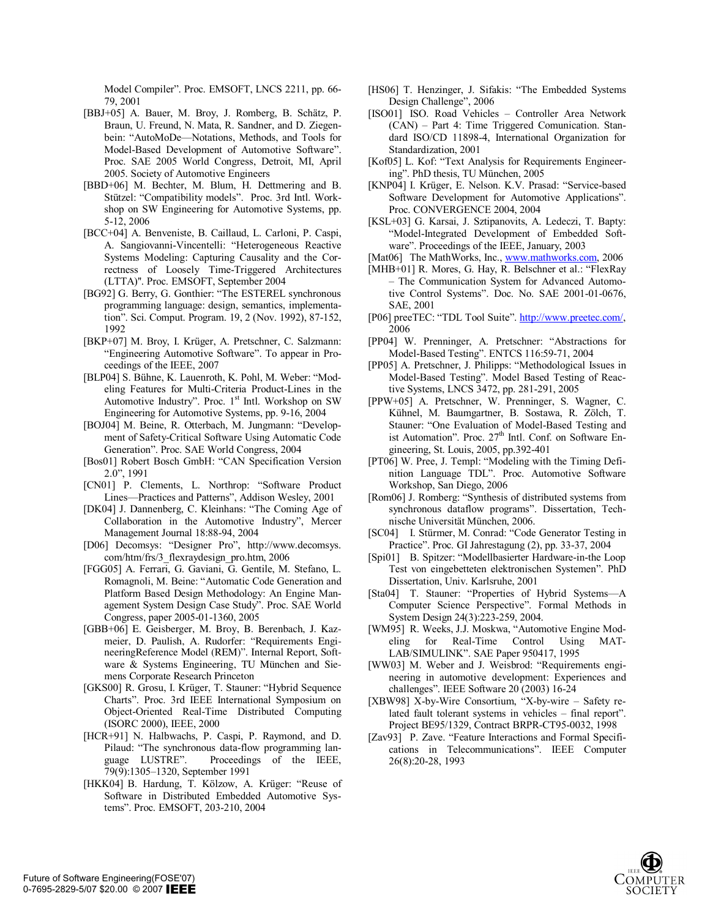Model Compiler". Proc. EMSOFT, LNCS 2211, pp. 66-79, 2001

[BBJ+05] A. Bauer, M. Broy, J. Romberg, B. Schätz, P. Braun, U. Freund, N. Mata, R. Sandner, and D. Ziegenbein: "AutoMoDe—Notations, Methods, and Tools for Model-Based Development of Automotive Software". Proc. SAE 2005 World Congress, Detroit, MI, April 2005. Society of Automotive Engineers

[BBD+06] M. Bechter, M. Blum, H. Dettmering and B. Stützel: "Compatibility models". Proc. 3rd Intl. Workshop on SW Engineering for Automotive Systems, pp. 5-12, 2006

[BCC+04] A. Benveniste, B. Caillaud, L. Carloni, P. Caspi, A. Sangiovanni-Vincentelli: "Heterogeneous Reactive Systems Modeling: Capturing Causality and the Correctness of Loosely Time-Triggered Architectures (LTTA)". Proc. EMSOFT, September 2004

[BG92] G. Berry, G. Gonthier: "The ESTEREL synchronous programming language: design, semantics, implementation". Sci. Comput. Program. 19, 2 (Nov. 1992), 87-152, 1992

[BKP+07] M. Broy, I. Krüger, A. Pretschner, C. Salzmann: "Engineering Automotive Software". To appear in Proceedings of the IEEE, 2007

[BLP04] S. Bühne, K. Lauenroth, K. Pohl, M. Weber: "Modeling Features for Multi-Criteria Product-Lines in the Automotive Industry". Proc. 1st Intl. Workshop on SW Engineering for Automotive Systems, pp. 9-16, 2004

[BOJ04] M. Beine, R. Otterbach, M. Jungmann: "Development of Safety-Critical Software Using Automatic Code Generation". Proc. SAE World Congress, 2004

[Bos01] Robert Bosch GmbH: "CAN Specification Version 2.0", 1991

[CN01] P. Clements, L. Northrop: "Software Product Lines—Practices and Patterns", Addison Wesley, 2001

[DK04] J. Dannenberg, C. Kleinhans: "The Coming Age of Collaboration in the Automotive Industry", Mercer Management Journal 18:88-94, 2004

[D06] Decomsys: "Designer Pro", http://www.decomsys.com/htm/frs/3_flexraydesign_pro.htm, 2006

[FGG05] A. Ferrari, G. Gaviani, G. Gentile, M. Stefano, L. Romagnoli, M. Beine: "Automatic Code Generation and Platform Based Design Methodology: An Engine Management System Design Case Study". Proc. SAE World Congress, paper 2005-01-1360, 2005

[GBB+06] E. Geisberger, M. Broy, B. Berenbach, J. Kazmeier, D. Paulish, A. Rudorfer: "Requirements EngineeringReference Model (REM)". Internal Report, Software & Systems Engineering, TU München and Siemens Corporate Research Princeton

[GKS00] R. Grosu, I. Krüger, T. Stauner: "Hybrid Sequence Charts". Proc. 3rd IEEE International Symposium on Object-Oriented Real-Time Distributed Computing (ISORC 2000), IEEE, 2000

[HCR+91] N. Halbwachs, P. Caspi, P. Raymond, and D. Pilaud: "The synchronous data-flow programming language LUSTRE". Proceedings of the IEEE, 79(9):1305–1320, September 1991

[HKK04] B. Hardung, T. Kölzow, A. Krüger: "Reuse of Software in Distributed Embedded Automotive Systems". Proc. EMSOFT, 203-210, 2004

[HS06] T. Henzinger, J. Sifakis: "The Embedded Systems Design Challenge", 2006

[ISO01] ISO. Road Vehicles – Controller Area Network (CAN) – Part 4: Time Triggered Comunication. Standard ISO/CD 11898-4, International Organization for Standardization, 2001

[Kof05] L. Kof: "Text Analysis for Requirements Engineering". PhD thesis, TU München, 2005

[KNP04] I. Krüger, E. Nelson. K.V. Prasad: "Service-based Software Development for Automotive Applications". Proc. CONVERGENCE 2004, 2004

[KSL+03] G. Karsai, J. Sztipanovits, A. Ledeczi, T. Bapty: "Model-Integrated Development of Embedded Software". Proceedings of the IEEE, January, 2003

[Mat06] The MathWorks, Inc., www.mathworks.com, 2006

[MHB+01] R. Mores, G. Hay, R. Belschner et al.: "FlexRay – The Communication System for Advanced Automotive Control Systems". Doc. No. SAE 2001-01-0676, SAE, 2001

[P06] preeTEC: "TDL Tool Suite". http://www.preetec.com/, 2006

[PP04] W. Prenninger, A. Pretschner: "Abstractions for Model-Based Testing". ENTCS 116:59-71, 2004

[PP05] A. Pretschner, J. Philipps: "Methodological Issues in Model-Based Testing". Model Based Testing of Reactive Systems, LNCS 3472, pp. 281-291, 2005

[PPW+05] A. Pretschner, W. Prenninger, S. Wagner, C. Kühnel, M. Baumgartner, B. Sostawa, R. Zölch, T. Stauner: "One Evaluation of Model-Based Testing and ist Automation". Proc. 27th Intl. Conf. on Software Engineering, St. Louis, 2005, pp.392-401

[PT06] W. Pree, J. Templ: "Modeling with the Timing Definition Language TDL". Proc. Automotive Software Workshop, San Diego, 2006

[Rom06] J. Romberg: "Synthesis of distributed systems from synchronous dataflow programs". Dissertation, Technische Universität München, 2006.

[SC04] I. Stürmer, M. Conrad: "Code Generator Testing in Practice". Proc. GI Jahrestagung (2), pp. 33-37, 2004

[Spi01] B. Spitzer: "Modellbasierter Hardware-in-the Loop Test von eingebetteten elektronischen Systemen". PhD Dissertation, Univ. Karlsruhe, 2001

[Sta04] T. Stauner: "Properties of Hybrid Systems—A Computer Science Perspective". Formal Methods in System Design 24(3):223-259, 2004.

[WM95] R. Weeks, J.J. Moskwa, "Automotive Engine Modeling for Real-Time Control Using MATLAB/SIMULINK". SAE Paper 950417, 1995

[WW03] M. Weber and J. Weisbrod: "Requirements engineering in automotive development: Experiences and challenges". IEEE Software 20 (2003) 16-24

[XBW98] X-by-Wire Consortium, "X-by-wire – Safety related fault tolerant systems in vehicles – final report". Project BE95/1329, Contract BRPR-CT95-0032, 1998

[Zav93] P. Zave. "Feature Interactions and Formal Specifications in Telecommunications". IEEE Computer 26(8):20-28, 1993